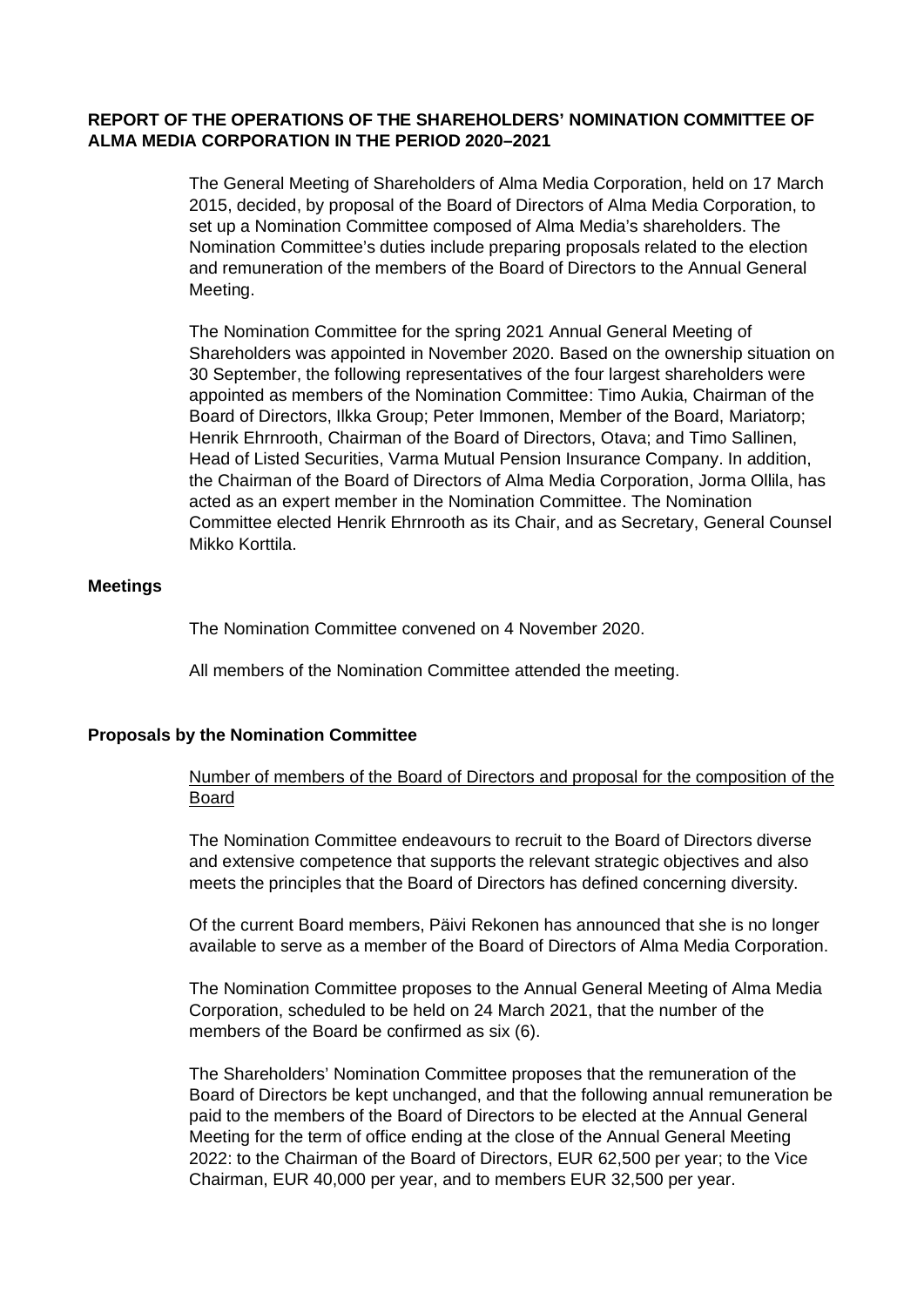# REPORT OF THE OPERATIONS OF THE SHAREHOLDERS' NOMINATION COMMITTEE OF ALMA MEDIA CORPORATION IN THE PERIOD 2020–2021

The General Meeting of Shareholders of Alma Media Corporation, held on 17 March 2015, decided, by proposal of the Board of Directors of Alma Media Corporation, to set up a Nomination Committee composed of Alma Media's shareholders. The Nomination Committee's duties include preparing proposals related to the election and remuneration of the members of the Board of Directors to the Annual General Meeting.

The Nomination Committee for the spring 2021 Annual General Meeting of Shareholders was appointed in November 2020. Based on the ownership situation on 30 September, the following representatives of the four largest shareholders were appointed as members of the Nomination Committee: Timo Aukia, Chairman of the Board of Directors, Ilkka Group; Peter Immonen, Member of the Board, Mariatorp; Henrik Ehrnrooth, Chairman of the Board of Directors, Otava; and Timo Sallinen, Head of Listed Securities, Varma Mutual Pension Insurance Company. In addition, the Chairman of the Board of Directors of Alma Media Corporation, Jorma Ollila, has acted as an expert member in the Nomination Committee. The Nomination Committee elected Henrik Ehrnrooth as its Chair, and as Secretary, General Counsel Mikko Korttila.

## Meetings

The Nomination Committee convened on 4 November 2020.

All members of the Nomination Committee attended the meeting.

## Proposals by the Nomination Committee

Number of members of the Board of Directors and proposal for the composition of the Board

The Nomination Committee endeavours to recruit to the Board of Directors diverse and extensive competence that supports the relevant strategic objectives and also meets the principles that the Board of Directors has defined concerning diversity.

Of the current Board members, Päivi Rekonen has announced that she is no longer available to serve as a member of the Board of Directors of Alma Media Corporation.

The Nomination Committee proposes to the Annual General Meeting of Alma Media Corporation, scheduled to be held on 24 March 2021, that the number of the members of the Board be confirmed as six (6).

The Shareholders' Nomination Committee proposes that the remuneration of the Board of Directors be kept unchanged, and that the following annual remuneration be paid to the members of the Board of Directors to be elected at the Annual General Meeting for the term of office ending at the close of the Annual General Meeting 2022: to the Chairman of the Board of Directors, EUR 62,500 per year; to the Vice Chairman, EUR 40,000 per year, and to members EUR 32,500 per year.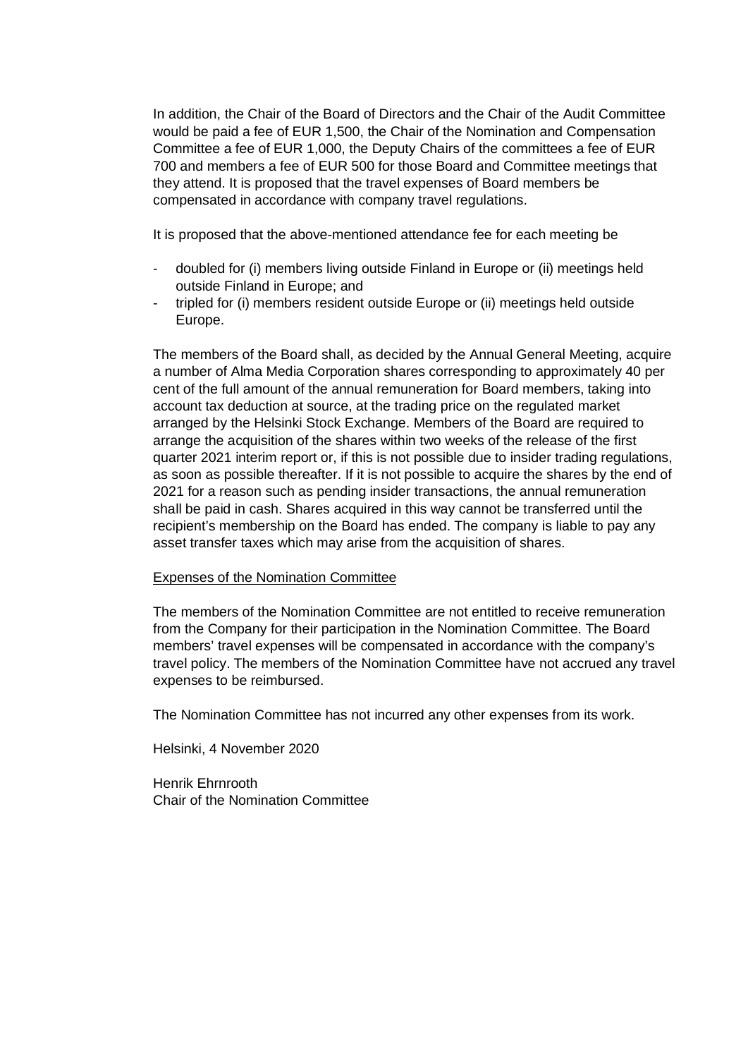In addition, the Chair of the Board of Directors and the Chair of the Audit Committee would be paid a fee of EUR 1,500, the Chair of the Nomination and Compensation Committee a fee of EUR 1,000, the Deputy Chairs of the committees a fee of EUR 700 and members a fee of EUR 500 for those Board and Committee meetings that they attend. It is proposed that the travel expenses of Board members be compensated in accordance with company travel regulations.

It is proposed that the above-mentioned attendance fee for each meeting be

- doubled for (i) members living outside Finland in Europe or (ii) meetings held outside Finland in Europe; and
- tripled for (i) members resident outside Europe or (ii) meetings held outside Europe.

The members of the Board shall, as decided by the Annual General Meeting, acquire a number of Alma Media Corporation shares corresponding to approximately 40 per cent of the full amount of the annual remuneration for Board members, taking into account tax deduction at source, at the trading price on the regulated market arranged by the Helsinki Stock Exchange. Members of the Board are required to arrange the acquisition of the shares within two weeks of the release of the first quarter 2021 interim report or, if this is not possible due to insider trading regulations, as soon as possible thereafter. If it is not possible to acquire the shares by the end of 2021 for a reason such as pending insider transactions, the annual remuneration shall be paid in cash. Shares acquired in this way cannot be transferred until the recipient's membership on the Board has ended. The company is liable to pay any asset transfer taxes which may arise from the acquisition of shares.

<u>Expenses of the Nomination Committee</u>

The members of the Nomination Committee are not entitled to receive remuneration from the Company for their participation in the Nomination Committee. The Board members' travel expenses will be compensated in accordance with the company's travel policy. The members of the Nomination Committee have not accrued any travel expenses to be reimbursed.

The Nomination Committee has not incurred any other expenses from its work.

Helsinki, 4 November 2020

Henrik Ehrnrooth
Chair of the Nomination Committee